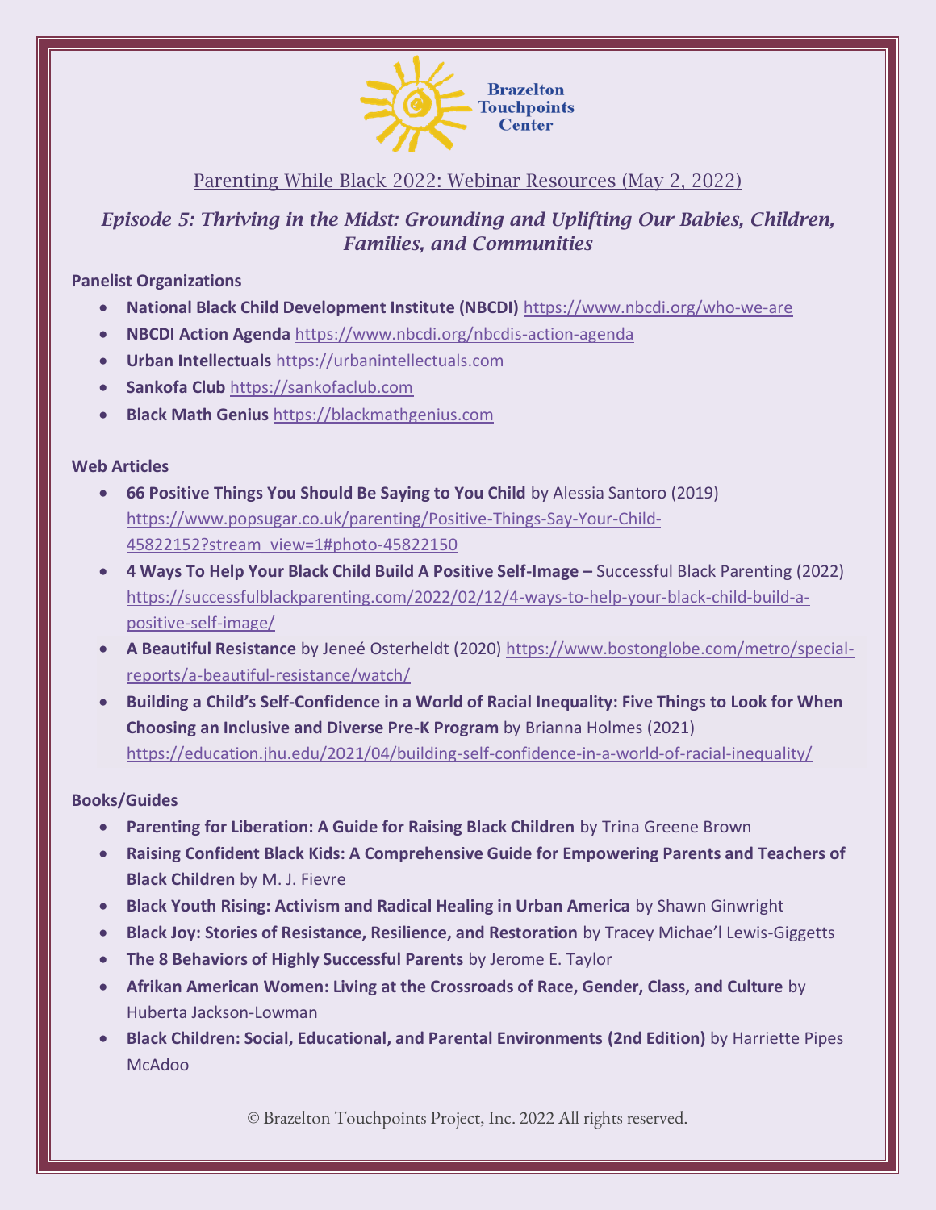Brazelton Touchpoints Center

# Parenting While Black 2022: Webinar Resources (May 2, 2022)

## *Episode 5: Thriving in the Midst: Grounding and Uplifting Our Babies, Children, Families, and Communities*

**Panelist Organizations**

- **National Black Child Development Institute (NBCDI)** https://www.nbcdi.org/who-we-are
- **NBCDI Action Agenda** https://www.nbcdi.org/nbcdis-action-agenda
- **Urban Intellectuals** https://urbanintellectuals.com
- **Sankofa Club** https://sankofaclub.com
- **Black Math Genius** https://blackmathgenius.com

**Web Articles**

- **66 Positive Things You Should Be Saying to You Child** by Alessia Santoro (2019) https://www.popsugar.co.uk/parenting/Positive-Things-Say-Your-Child-45822152?stream_view=1#photo-45822150
- **4 Ways To Help Your Black Child Build A Positive Self-Image –** Successful Black Parenting (2022) https://successfulblackparenting.com/2022/02/12/4-ways-to-help-your-black-child-build-a-positive-self-image/
- **A Beautiful Resistance** by Jeneé Osterheldt (2020) https://www.bostonglobe.com/metro/special-reports/a-beautiful-resistance/watch/
- **Building a Child's Self-Confidence in a World of Racial Inequality: Five Things to Look for When Choosing an Inclusive and Diverse Pre-K Program** by Brianna Holmes (2021) https://education.jhu.edu/2021/04/building-self-confidence-in-a-world-of-racial-inequality/

**Books/Guides**

- **Parenting for Liberation: A Guide for Raising Black Children** by Trina Greene Brown
- **Raising Confident Black Kids: A Comprehensive Guide for Empowering Parents and Teachers of Black Children** by M. J. Fievre
- **Black Youth Rising: Activism and Radical Healing in Urban America** by Shawn Ginwright
- **Black Joy: Stories of Resistance, Resilience, and Restoration** by Tracey Michae'l Lewis-Giggetts
- **The 8 Behaviors of Highly Successful Parents** by Jerome E. Taylor
- **Afrikan American Women: Living at the Crossroads of Race, Gender, Class, and Culture** by Huberta Jackson-Lowman
- **Black Children: Social, Educational, and Parental Environments (2nd Edition)** by Harriette Pipes McAdoo

© Brazelton Touchpoints Project, Inc. 2022 All rights reserved.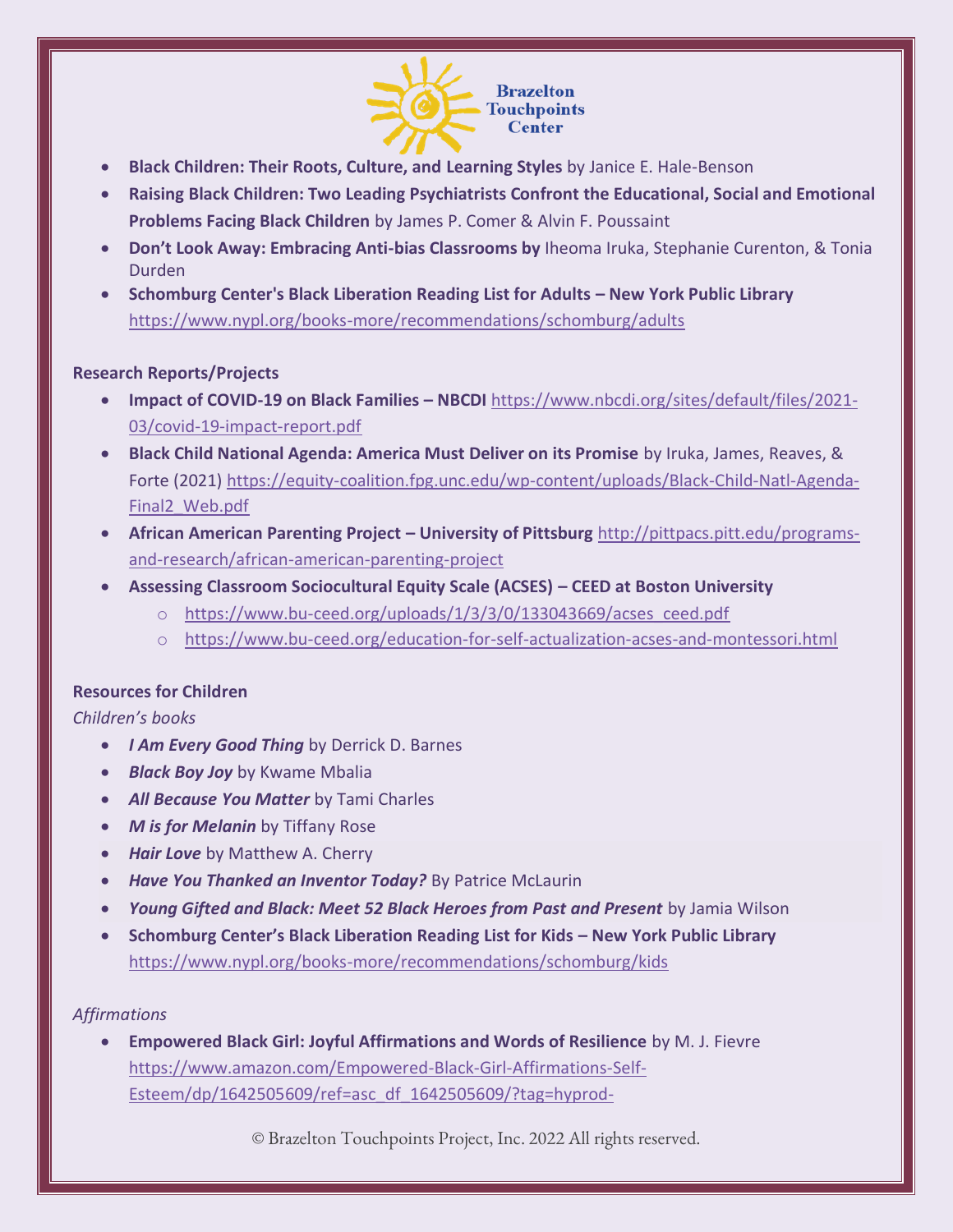- **Black Children: Their Roots, Culture, and Learning Styles** by Janice E. Hale-Benson
- **Raising Black Children: Two Leading Psychiatrists Confront the Educational, Social and Emotional Problems Facing Black Children** by James P. Comer & Alvin F. Poussaint
- **Don't Look Away: Embracing Anti-bias Classrooms by** Iheoma Iruka, Stephanie Curenton, & Tonia Durden
- **Schomburg Center's Black Liberation Reading List for Adults – New York Public Library** https://www.nypl.org/books-more/recommendations/schomburg/adults

**Research Reports/Projects**

- **Impact of COVID-19 on Black Families – NBCDI** https://www.nbcdi.org/sites/default/files/2021-03/covid-19-impact-report.pdf
- **Black Child National Agenda: America Must Deliver on its Promise** by Iruka, James, Reaves, & Forte (2021) https://equity-coalition.fpg.unc.edu/wp-content/uploads/Black-Child-Natl-Agenda-Final2_Web.pdf
- **African American Parenting Project – University of Pittsburg** http://pittpacs.pitt.edu/programs-and-research/african-american-parenting-project
- **Assessing Classroom Sociocultural Equity Scale (ACSES) – CEED at Boston University**
  - https://www.bu-ceed.org/uploads/1/3/3/0/133043669/acses_ceed.pdf
  - https://www.bu-ceed.org/education-for-self-actualization-acses-and-montessori.html

**Resources for Children**

*Children's books*

- ***I Am Every Good Thing*** by Derrick D. Barnes
- ***Black Boy Joy*** by Kwame Mbalia
- ***All Because You Matter*** by Tami Charles
- ***M is for Melanin*** by Tiffany Rose
- ***Hair Love*** by Matthew A. Cherry
- ***Have You Thanked an Inventor Today?*** By Patrice McLaurin
- ***Young Gifted and Black: Meet 52 Black Heroes from Past and Present*** by Jamia Wilson
- **Schomburg Center's Black Liberation Reading List for Kids – New York Public Library** https://www.nypl.org/books-more/recommendations/schomburg/kids

*Affirmations*

- **Empowered Black Girl: Joyful Affirmations and Words of Resilience** by M. J. Fievre https://www.amazon.com/Empowered-Black-Girl-Affirmations-Self-Esteem/dp/1642505609/ref=asc_df_1642505609/?tag=hyprod-

© Brazelton Touchpoints Project, Inc. 2022 All rights reserved.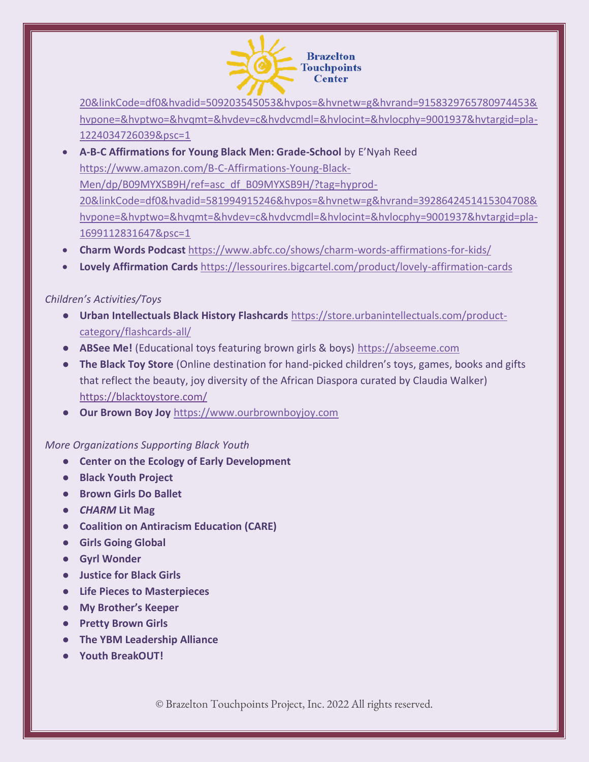20&linkCode=df0&hvadid=509203545053&hvpos=&hvnetw=g&hvrand=9158329765780974453&hvpone=&hvptwo=&hvqmt=&hvdev=c&hvdvcmdl=&hvlocint=&hvlocphy=9001937&hvtargid=pla-1224034726039&psc=1

- **A-B-C Affirmations for Young Black Men: Grade-School** by E'Nyah Reed https://www.amazon.com/B-C-Affirmations-Young-Black-Men/dp/B09MYXSB9H/ref=asc_df_B09MYXSB9H/?tag=hyprod-20&linkCode=df0&hvadid=581994915246&hvpos=&hvnetw=g&hvrand=3928642451415304708&hvpone=&hvptwo=&hvqmt=&hvdev=c&hvdvcmdl=&hvlocint=&hvlocphy=9001937&hvtargid=pla-1699112831647&psc=1
- **Charm Words Podcast** https://www.abfc.co/shows/charm-words-affirmations-for-kids/
- **Lovely Affirmation Cards** https://lessourires.bigcartel.com/product/lovely-affirmation-cards

*Children's Activities/Toys*

- **Urban Intellectuals Black History Flashcards** https://store.urbanintellectuals.com/product-category/flashcards-all/
- **ABSee Me!** (Educational toys featuring brown girls & boys) https://abseeme.com
- **The Black Toy Store** (Online destination for hand-picked children's toys, games, books and gifts that reflect the beauty, joy diversity of the African Diaspora curated by Claudia Walker) https://blacktoystore.com/
- **Our Brown Boy Joy** https://www.ourbrownboyjoy.com

*More Organizations Supporting Black Youth*

- **Center on the Ecology of Early Development**
- **Black Youth Project**
- **Brown Girls Do Ballet**
- ***CHARM* Lit Mag**
- **Coalition on Antiracism Education (CARE)**
- **Girls Going Global**
- **Gyrl Wonder**
- **Justice for Black Girls**
- **Life Pieces to Masterpieces**
- **My Brother's Keeper**
- **Pretty Brown Girls**
- **The YBM Leadership Alliance**
- **Youth BreakOUT!**

© Brazelton Touchpoints Project, Inc. 2022 All rights reserved.